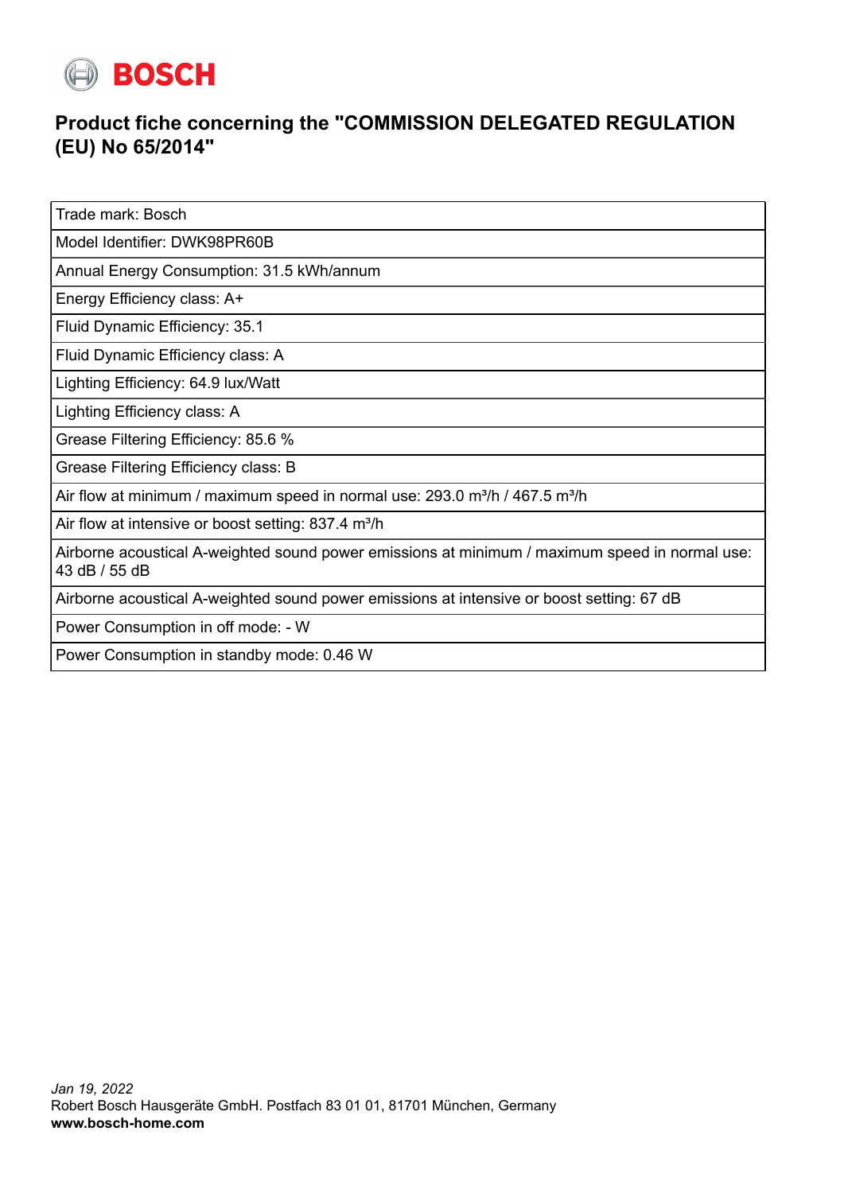BOSCH

# Product fiche concerning the "COMMISSION DELEGATED REGULATION (EU) No 65/2014"

| Trade mark: Bosch |
|---|
| Model Identifier: DWK98PR60B |
| Annual Energy Consumption: 31.5 kWh/annum |
| Energy Efficiency class: A+ |
| Fluid Dynamic Efficiency: 35.1 |
| Fluid Dynamic Efficiency class: A |
| Lighting Efficiency: 64.9 lux/Watt |
| Lighting Efficiency class: A |
| Grease Filtering Efficiency: 85.6 % |
| Grease Filtering Efficiency class: B |
| Air flow at minimum / maximum speed in normal use: 293.0 m³/h / 467.5 m³/h |
| Air flow at intensive or boost setting: 837.4 m³/h |
| Airborne acoustical A-weighted sound power emissions at minimum / maximum speed in normal use: 43 dB / 55 dB |
| Airborne acoustical A-weighted sound power emissions at intensive or boost setting: 67 dB |
| Power Consumption in off mode: - W |
| Power Consumption in standby mode: 0.46 W |

*Jan 19, 2022*
Robert Bosch Hausgeräte GmbH. Postfach 83 01 01, 81701 München, Germany
**www.bosch-home.com**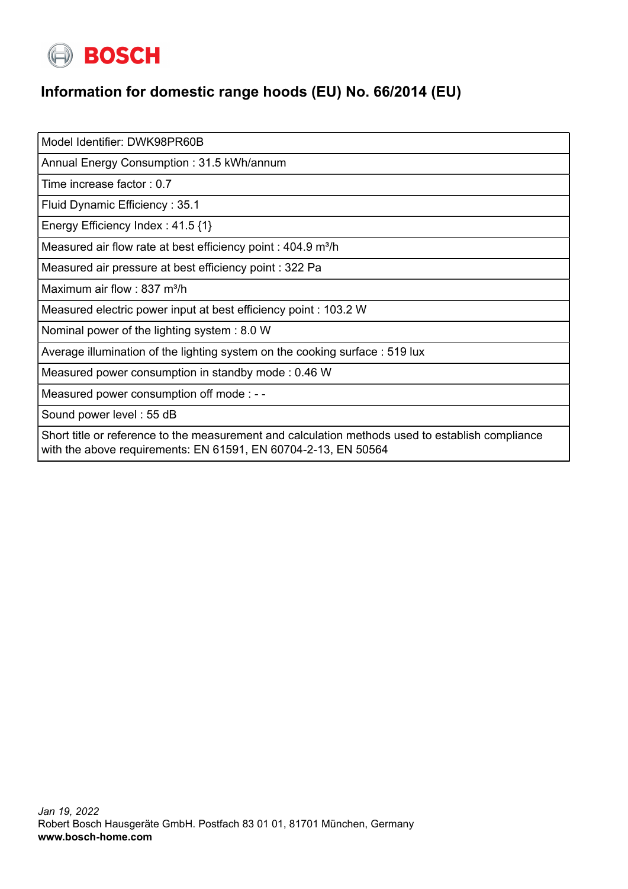BOSCH

## Information for domestic range hoods (EU) No. 66/2014 (EU)

| |
|---|
| Model Identifier: DWK98PR60B |
| Annual Energy Consumption : 31.5 kWh/annum |
| Time increase factor : 0.7 |
| Fluid Dynamic Efficiency : 35.1 |
| Energy Efficiency Index : 41.5 {1} |
| Measured air flow rate at best efficiency point : 404.9 m³/h |
| Measured air pressure at best efficiency point : 322 Pa |
| Maximum air flow : 837 m³/h |
| Measured electric power input at best efficiency point : 103.2 W |
| Nominal power of the lighting system : 8.0 W |
| Average illumination of the lighting system on the cooking surface : 519 lux |
| Measured power consumption in standby mode : 0.46 W |
| Measured power consumption off mode : - - |
| Sound power level : 55 dB |
| Short title or reference to the measurement and calculation methods used to establish compliance with the above requirements: EN 61591, EN 60704-2-13, EN 50564 |

*Jan 19, 2022*
Robert Bosch Hausgeräte GmbH. Postfach 83 01 01, 81701 München, Germany
**www.bosch-home.com**